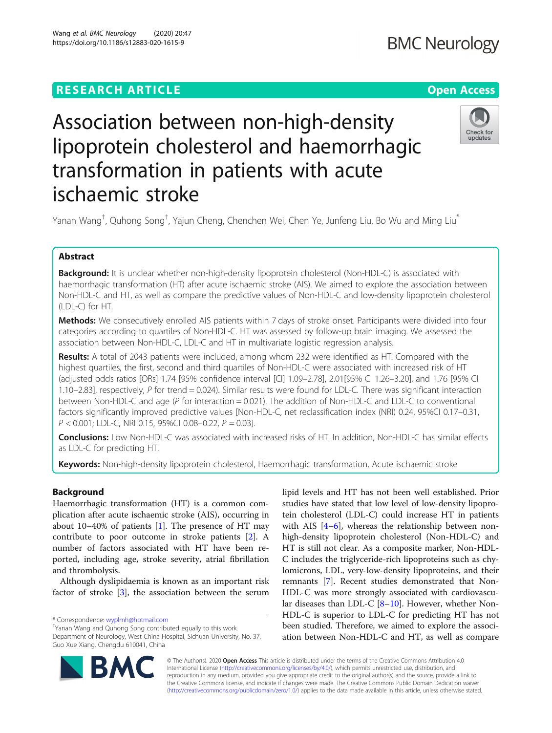RESEARCH ARTICLE

Open Access

# Association between non-high-density lipoprotein cholesterol and haemorrhagic transformation in patients with acute ischaemic stroke

Yanan Wang[†], Quhong Song[†], Yajun Cheng, Chenchen Wei, Chen Ye, Junfeng Liu, Bo Wu and Ming Liu[*]

## Abstract

**Background:** It is unclear whether non-high-density lipoprotein cholesterol (Non-HDL-C) is associated with haemorrhagic transformation (HT) after acute ischaemic stroke (AIS). We aimed to explore the association between Non-HDL-C and HT, as well as compare the predictive values of Non-HDL-C and low-density lipoprotein cholesterol (LDL-C) for HT.

**Methods:** We consecutively enrolled AIS patients within 7 days of stroke onset. Participants were divided into four categories according to quartiles of Non-HDL-C. HT was assessed by follow-up brain imaging. We assessed the association between Non-HDL-C, LDL-C and HT in multivariate logistic regression analysis.

**Results:** A total of 2043 patients were included, among whom 232 were identified as HT. Compared with the highest quartiles, the first, second and third quartiles of Non-HDL-C were associated with increased risk of HT (adjusted odds ratios [ORs] 1.74 [95% confidence interval [CI] 1.09–2.78], 2.01[95% CI 1.26–3.20], and 1.76 [95% CI 1.10–2.83], respectively, *P* for trend = 0.024). Similar results were found for LDL-C. There was significant interaction between Non-HDL-C and age (*P* for interaction = 0.021). The addition of Non-HDL-C and LDL-C to conventional factors significantly improved predictive values [Non-HDL-C, net reclassification index (NRI) 0.24, 95%CI 0.17–0.31, *P* < 0.001; LDL-C, NRI 0.15, 95%CI 0.08–0.22, *P* = 0.03].

**Conclusions:** Low Non-HDL-C was associated with increased risks of HT. In addition, Non-HDL-C has similar effects as LDL-C for predicting HT.

**Keywords:** Non-high-density lipoprotein cholesterol, Haemorrhagic transformation, Acute ischaemic stroke

## Background

Haemorrhagic transformation (HT) is a common complication after acute ischaemic stroke (AIS), occurring in about 10–40% of patients [1]. The presence of HT may contribute to poor outcome in stroke patients [2]. A number of factors associated with HT have been reported, including age, stroke severity, atrial fibrillation and thrombolysis.

Although dyslipidaemia is known as an important risk factor of stroke [3], the association between the serum lipid levels and HT has not been well established. Prior studies have stated that low level of low-density lipoprotein cholesterol (LDL-C) could increase HT in patients with AIS [4–6], whereas the relationship between non-high-density lipoprotein cholesterol (Non-HDL-C) and HT is still not clear. As a composite marker, Non-HDL-C includes the triglyceride-rich lipoproteins such as chylomicrons, LDL, very-low-density lipoproteins, and their remnants [7]. Recent studies demonstrated that Non-HDL-C was more strongly associated with cardiovascular diseases than LDL-C [8–10]. However, whether Non-HDL-C is superior to LDL-C for predicting HT has not been studied. Therefore, we aimed to explore the association between Non-HDL-C and HT, as well as compare

* Correspondence: wyplmh@hotmail.com
[†]Yanan Wang and Quhong Song contributed equally to this work.
Department of Neurology, West China Hospital, Sichuan University, No. 37, Guo Xue Xiang, Chengdu 610041, China

© The Author(s). 2020 **Open Access** This article is distributed under the terms of the Creative Commons Attribution 4.0 International License (http://creativecommons.org/licenses/by/4.0/), which permits unrestricted use, distribution, and reproduction in any medium, provided you give appropriate credit to the original author(s) and the source, provide a link to the Creative Commons license, and indicate if changes were made. The Creative Commons Public Domain Dedication waiver (http://creativecommons.org/publicdomain/zero/1.0/) applies to the data made available in this article, unless otherwise stated.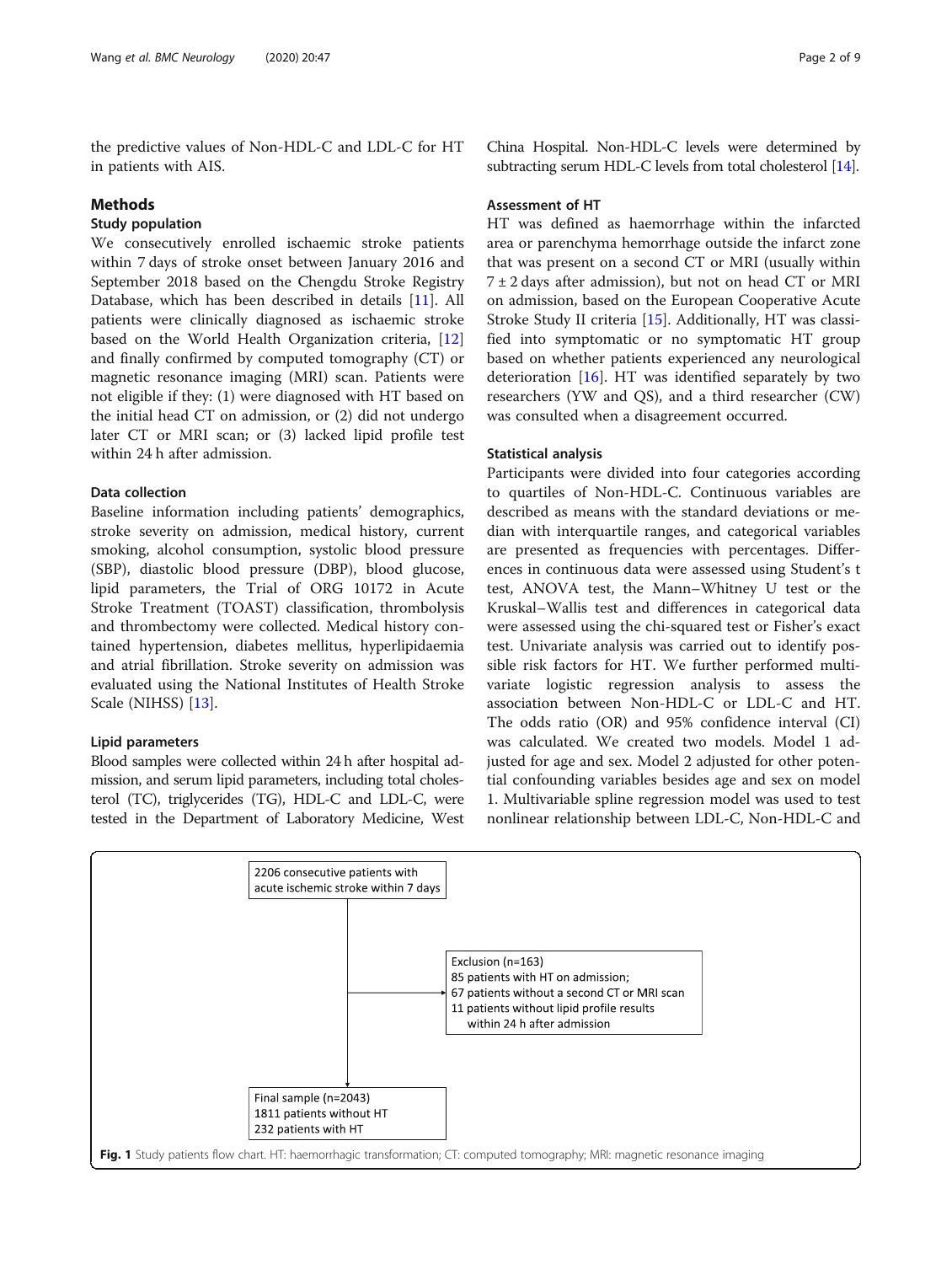the predictive values of Non-HDL-C and LDL-C for HT in patients with AIS.

## Methods

### Study population

We consecutively enrolled ischaemic stroke patients within 7 days of stroke onset between January 2016 and September 2018 based on the Chengdu Stroke Registry Database, which has been described in details [11]. All patients were clinically diagnosed as ischaemic stroke based on the World Health Organization criteria, [12] and finally confirmed by computed tomography (CT) or magnetic resonance imaging (MRI) scan. Patients were not eligible if they: (1) were diagnosed with HT based on the initial head CT on admission, or (2) did not undergo later CT or MRI scan; or (3) lacked lipid profile test within 24 h after admission.

### Data collection

Baseline information including patients' demographics, stroke severity on admission, medical history, current smoking, alcohol consumption, systolic blood pressure (SBP), diastolic blood pressure (DBP), blood glucose, lipid parameters, the Trial of ORG 10172 in Acute Stroke Treatment (TOAST) classification, thrombolysis and thrombectomy were collected. Medical history contained hypertension, diabetes mellitus, hyperlipidaemia and atrial fibrillation. Stroke severity on admission was evaluated using the National Institutes of Health Stroke Scale (NIHSS) [13].

### Lipid parameters

Blood samples were collected within 24 h after hospital admission, and serum lipid parameters, including total cholesterol (TC), triglycerides (TG), HDL-C and LDL-C, were tested in the Department of Laboratory Medicine, West China Hospital. Non-HDL-C levels were determined by subtracting serum HDL-C levels from total cholesterol [14].

### Assessment of HT

HT was defined as haemorrhage within the infarcted area or parenchyma hemorrhage outside the infarct zone that was present on a second CT or MRI (usually within $7 \pm 2$ days after admission), but not on head CT or MRI on admission, based on the European Cooperative Acute Stroke Study II criteria [15]. Additionally, HT was classified into symptomatic or no symptomatic HT group based on whether patients experienced any neurological deterioration [16]. HT was identified separately by two researchers (YW and QS), and a third researcher (CW) was consulted when a disagreement occurred.

### Statistical analysis

Participants were divided into four categories according to quartiles of Non-HDL-C. Continuous variables are described as means with the standard deviations or median with interquartile ranges, and categorical variables are presented as frequencies with percentages. Differences in continuous data were assessed using Student's t test, ANOVA test, the Mann–Whitney U test or the Kruskal–Wallis test and differences in categorical data were assessed using the chi-squared test or Fisher's exact test. Univariate analysis was carried out to identify possible risk factors for HT. We further performed multivariate logistic regression analysis to assess the association between Non-HDL-C or LDL-C and HT. The odds ratio (OR) and 95% confidence interval (CI) was calculated. We created two models. Model 1 adjusted for age and sex. Model 2 adjusted for other potential confounding variables besides age and sex on model 1. Multivariable spline regression model was used to test nonlinear relationship between LDL-C, Non-HDL-C and

2206 consecutive patients with acute ischemic stroke within 7 days

Exclusion (n=163)
85 patients with HT on admission;
67 patients without a second CT or MRI scan
11 patients without lipid profile results within 24 h after admission

Final sample (n=2043)
1811 patients without HT
232 patients with HT

**Fig. 1** Study patients flow chart. HT: haemorrhagic transformation; CT: computed tomography; MRI: magnetic resonance imaging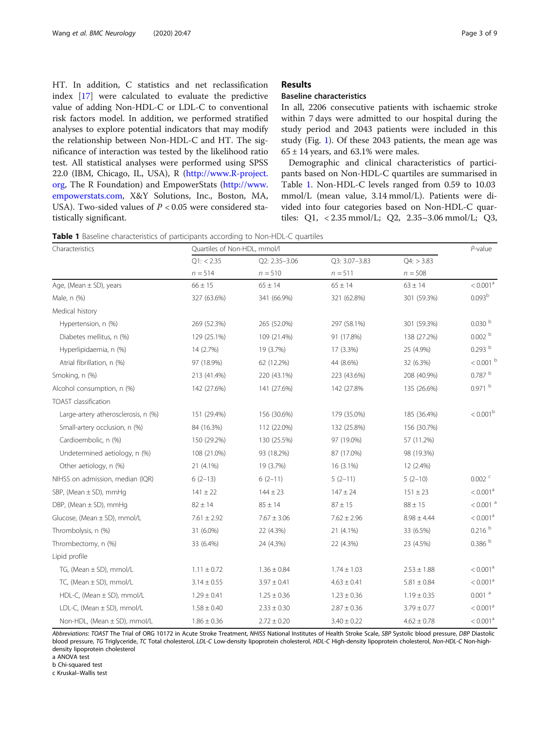HT. In addition, C statistics and net reclassification index [17] were calculated to evaluate the predictive value of adding Non-HDL-C or LDL-C to conventional risk factors model. In addition, we performed stratified analyses to explore potential indicators that may modify the relationship between Non-HDL-C and HT. The significance of interaction was tested by the likelihood ratio test. All statistical analyses were performed using SPSS 22.0 (IBM, Chicago, IL, USA), R (http://www.R-project.org, The R Foundation) and EmpowerStats (http://www.empowerstats.com, X&Y Solutions, Inc., Boston, MA, USA). Two-sided values of $P < 0.05$ were considered statistically significant.

## Results

### Baseline characteristics

In all, 2206 consecutive patients with ischaemic stroke within 7 days were admitted to our hospital during the study period and 2043 patients were included in this study (Fig. 1). Of these 2043 patients, the mean age was 65 ± 14 years, and 63.1% were males.

Demographic and clinical characteristics of participants based on Non-HDL-C quartiles are summarised in Table 1. Non-HDL-C levels ranged from 0.59 to 10.03 mmol/L (mean value, 3.14 mmol/L). Patients were divided into four categories based on Non-HDL-C quartiles: Q1, < 2.35 mmol/L; Q2, 2.35–3.06 mmol/L; Q3,

**Table 1** Baseline characteristics of participants according to Non-HDL-C quartiles

| Characteristics | Quartiles of Non-HDL, mmol/l | | | | *P*-value |
|---|---|---|---|---|---|
| | Q1: < 2.35 | Q2: 2.35–3.06 | Q3: 3.07–3.83 | Q4: > 3.83 | |
| | n = 514 | n = 510 | n = 511 | n = 508 | |
| Age, (Mean ± SD), years | 66 ± 15 | 65 ± 14 | 65 ± 14 | 63 ± 14 | < 0.001[a] |
| Male, n (%) | 327 (63.6%) | 341 (66.9%) | 321 (62.8%) | 301 (59.3%) | 0.093[b] |
| Medical history | | | | | |
| Hypertension, n (%) | 269 (52.3%) | 265 (52.0%) | 297 (58.1%) | 301 (59.3%) | 0.030 [b] |
| Diabetes mellitus, n (%) | 129 (25.1%) | 109 (21.4%) | 91 (17.8%) | 138 (27.2%) | 0.002 [b] |
| Hyperlipidaemia, n (%) | 14 (2.7%) | 19 (3.7%) | 17 (3.3%) | 25 (4.9%) | 0.293 [b] |
| Atrial fibrillation, n (%) | 97 (18.9%) | 62 (12.2%) | 44 (8.6%) | 32 (6.3%) | < 0.001 [b] |
| Smoking, n (%) | 213 (41.4%) | 220 (43.1%) | 223 (43.6%) | 208 (40.9%) | 0.787 [b] |
| Alcohol consumption, n (%) | 142 (27.6%) | 141 (27.6%) | 142 (27.8% | 135 (26.6%) | 0.971 [b] |
| TOAST classification | | | | | |
| Large-artery atherosclerosis, n (%) | 151 (29.4%) | 156 (30.6%) | 179 (35.0%) | 185 (36.4%) | < 0.001[b] |
| Small-artery occlusion, n (%) | 84 (16.3%) | 112 (22.0%) | 132 (25.8%) | 156 (30.7%) | |
| Cardioembolic, n (%) | 150 (29.2%) | 130 (25.5%) | 97 (19.0%) | 57 (11.2%) | |
| Undetermined aetiology, n (%) | 108 (21.0%) | 93 (18.2%) | 87 (17.0%) | 98 (19.3%) | |
| Other aetiology, n (%) | 21 (4.1%) | 19 (3.7%) | 16 (3.1%) | 12 (2.4%) | |
| NIHSS on admission, median (IQR) | 6 (2–13) | 6 (2–11) | 5 (2–11) | 5 (2–10) | 0.002 [c] |
| SBP, (Mean ± SD), mmHg | 141 ± 22 | 144 ± 23 | 147 ± 24 | 151 ± 23 | < 0.001[a] |
| DBP, (Mean ± SD), mmHg | 82 ± 14 | 85 ± 14 | 87 ± 15 | 88 ± 15 | < 0.001 [a] |
| Glucose, (Mean ± SD), mmol/L | 7.61 ± 2.92 | 7.67 ± 3.06 | 7.62 ± 2.96 | 8.98 ± 4.44 | < 0.001[a] |
| Thrombolysis, n (%) | 31 (6.0%) | 22 (4.3%) | 21 (4.1%) | 33 (6.5%) | 0.216 [b] |
| Thrombectomy, n (%) | 33 (6.4%) | 24 (4.3%) | 22 (4.3%) | 23 (4.5%) | 0.386 [b] |
| Lipid profile | | | | | |
| TG, (Mean ± SD), mmol/L | 1.11 ± 0.72 | 1.36 ± 0.84 | 1.74 ± 1.03 | 2.53 ± 1.88 | < 0.001[a] |
| TC, (Mean ± SD), mmol/L | 3.14 ± 0.55 | 3.97 ± 0.41 | 4.63 ± 0.41 | 5.81 ± 0.84 | < 0.001[a] |
| HDL-C, (Mean ± SD), mmol/L | 1.29 ± 0.41 | 1.25 ± 0.36 | 1.23 ± 0.36 | 1.19 ± 0.35 | 0.001 [a] |
| LDL-C, (Mean ± SD), mmol/L | 1.58 ± 0.40 | 2.33 ± 0.30 | 2.87 ± 0.36 | 3.79 ± 0.77 | < 0.001[a] |
| Non-HDL, (Mean ± SD), mmol/L | 1.86 ± 0.36 | 2.72 ± 0.20 | 3.40 ± 0.22 | 4.62 ± 0.78 | < 0.001[a] |

*Abbreviations*: *TOAST* The Trial of ORG 10172 in Acute Stroke Treatment, *NIHSS* National Institutes of Health Stroke Scale, *SBP* Systolic blood pressure, *DBP* Diastolic blood pressure, *TG* Triglyceride, *TC* Total cholesterol, *LDL-C* Low-density lipoprotein cholesterol, *HDL-C* High-density lipoprotein cholesterol, *Non-HDL-C* Non-high-density lipoprotein cholesterol

a ANOVA test

b Chi-squared test

c Kruskal–Wallis test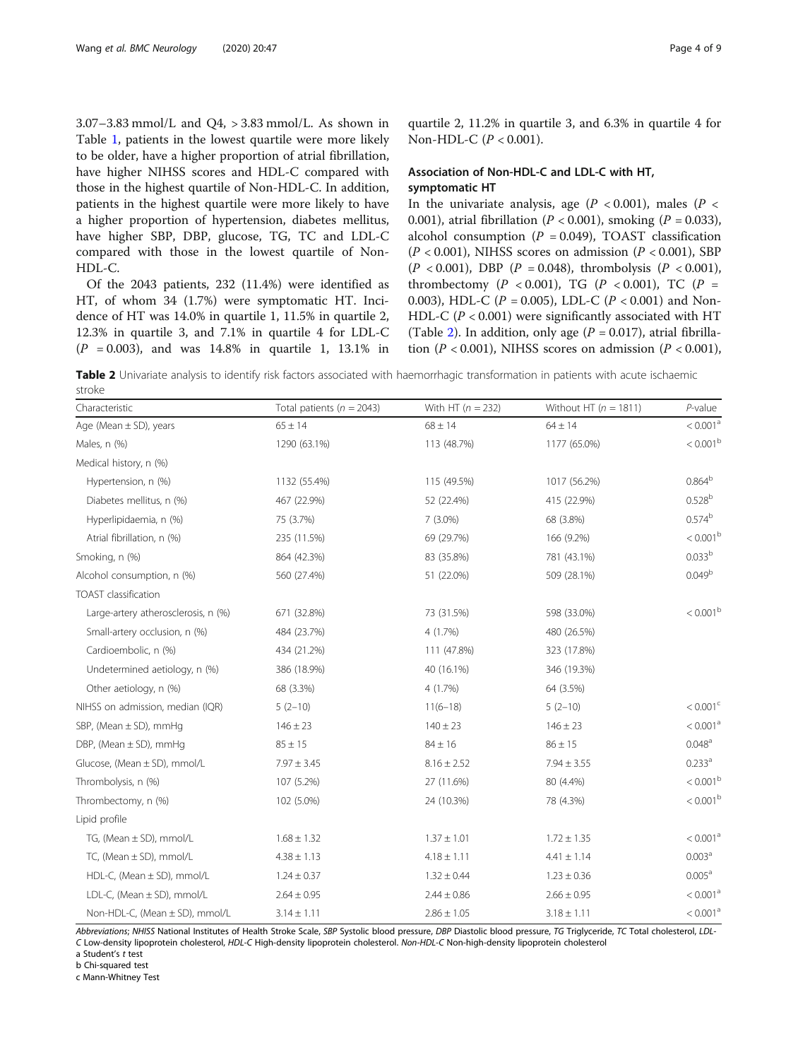3.07–3.83 mmol/L and Q4, > 3.83 mmol/L. As shown in Table 1, patients in the lowest quartile were more likely to be older, have a higher proportion of atrial fibrillation, have higher NIHSS scores and HDL-C compared with those in the highest quartile of Non-HDL-C. In addition, patients in the highest quartile were more likely to have a higher proportion of hypertension, diabetes mellitus, have higher SBP, DBP, glucose, TG, TC and LDL-C compared with those in the lowest quartile of Non-HDL-C.

Of the 2043 patients, 232 (11.4%) were identified as HT, of whom 34 (1.7%) were symptomatic HT. Incidence of HT was 14.0% in quartile 1, 11.5% in quartile 2, 12.3% in quartile 3, and 7.1% in quartile 4 for LDL-C ($P = 0.003$), and was 14.8% in quartile 1, 13.1% in quartile 2, 11.2% in quartile 3, and 6.3% in quartile 4 for Non-HDL-C ($P < 0.001$).

## Association of Non-HDL-C and LDL-C with HT, symptomatic HT

In the univariate analysis, age ($P < 0.001$), males ($P < 0.001$), atrial fibrillation ($P < 0.001$), smoking ($P = 0.033$), alcohol consumption ($P = 0.049$), TOAST classification ($P < 0.001$), NIHSS scores on admission ($P < 0.001$), SBP ($P < 0.001$), DBP ($P = 0.048$), thrombolysis ($P < 0.001$), thrombectomy ($P < 0.001$), TG ($P < 0.001$), TC ($P = 0.003$), HDL-C ($P = 0.005$), LDL-C ($P < 0.001$) and Non-HDL-C ($P < 0.001$) were significantly associated with HT (Table 2). In addition, only age ($P = 0.017$), atrial fibrillation ($P < 0.001$), NIHSS scores on admission ($P < 0.001$),

**Table 2** Univariate analysis to identify risk factors associated with haemorrhagic transformation in patients with acute ischaemic stroke

| Characteristic | Total patients ($n = 2043$) | With HT ($n = 232$) | Without HT ($n = 1811$) | *P*-value |
|---|---|---|---|---|
| Age (Mean ± SD), years | 65 ± 14 | 68 ± 14 | 64 ± 14 | < 0.001[a] |
| Males, n (%) | 1290 (63.1%) | 113 (48.7%) | 1177 (65.0%) | < 0.001[b] |
| Medical history, n (%) | | | | |
| Hypertension, n (%) | 1132 (55.4%) | 115 (49.5%) | 1017 (56.2%) | 0.864[b] |
| Diabetes mellitus, n (%) | 467 (22.9%) | 52 (22.4%) | 415 (22.9%) | 0.528[b] |
| Hyperlipidaemia, n (%) | 75 (3.7%) | 7 (3.0%) | 68 (3.8%) | 0.574[b] |
| Atrial fibrillation, n (%) | 235 (11.5%) | 69 (29.7%) | 166 (9.2%) | < 0.001[b] |
| Smoking, n (%) | 864 (42.3%) | 83 (35.8%) | 781 (43.1%) | 0.033[b] |
| Alcohol consumption, n (%) | 560 (27.4%) | 51 (22.0%) | 509 (28.1%) | 0.049[b] |
| TOAST classification | | | | |
| Large-artery atherosclerosis, n (%) | 671 (32.8%) | 73 (31.5%) | 598 (33.0%) | < 0.001[b] |
| Small-artery occlusion, n (%) | 484 (23.7%) | 4 (1.7%) | 480 (26.5%) | |
| Cardioembolic, n (%) | 434 (21.2%) | 111 (47.8%) | 323 (17.8%) | |
| Undetermined aetiology, n (%) | 386 (18.9%) | 40 (16.1%) | 346 (19.3%) | |
| Other aetiology, n (%) | 68 (3.3%) | 4 (1.7%) | 64 (3.5%) | |
| NIHSS on admission, median (IQR) | 5 (2–10) | 11(6–18) | 5 (2–10) | < 0.001[c] |
| SBP, (Mean ± SD), mmHg | 146 ± 23 | 140 ± 23 | 146 ± 23 | < 0.001[a] |
| DBP, (Mean ± SD), mmHg | 85 ± 15 | 84 ± 16 | 86 ± 15 | 0.048[a] |
| Glucose, (Mean ± SD), mmol/L | 7.97 ± 3.45 | 8.16 ± 2.52 | 7.94 ± 3.55 | 0.233[a] |
| Thrombolysis, n (%) | 107 (5.2%) | 27 (11.6%) | 80 (4.4%) | < 0.001[b] |
| Thrombectomy, n (%) | 102 (5.0%) | 24 (10.3%) | 78 (4.3%) | < 0.001[b] |
| Lipid profile | | | | |
| TG, (Mean ± SD), mmol/L | 1.68 ± 1.32 | 1.37 ± 1.01 | 1.72 ± 1.35 | < 0.001[a] |
| TC, (Mean ± SD), mmol/L | 4.38 ± 1.13 | 4.18 ± 1.11 | 4.41 ± 1.14 | 0.003[a] |
| HDL-C, (Mean ± SD), mmol/L | 1.24 ± 0.37 | 1.32 ± 0.44 | 1.23 ± 0.36 | 0.005[a] |
| LDL-C, (Mean ± SD), mmol/L | 2.64 ± 0.95 | 2.44 ± 0.86 | 2.66 ± 0.95 | < 0.001[a] |
| Non-HDL-C, (Mean ± SD), mmol/L | 3.14 ± 1.11 | 2.86 ± 1.05 | 3.18 ± 1.11 | < 0.001[a] |

*Abbreviations*; *NIHSS* National Institutes of Health Stroke Scale, *SBP* Systolic blood pressure, *DBP* Diastolic blood pressure, *TG* Triglyceride, *TC* Total cholesterol, *LDL-C* Low-density lipoprotein cholesterol, *HDL-C* High-density lipoprotein cholesterol. *Non-HDL-C* Non-high-density lipoprotein cholesterol

a Student's *t* test

b Chi-squared test

c Mann-Whitney Test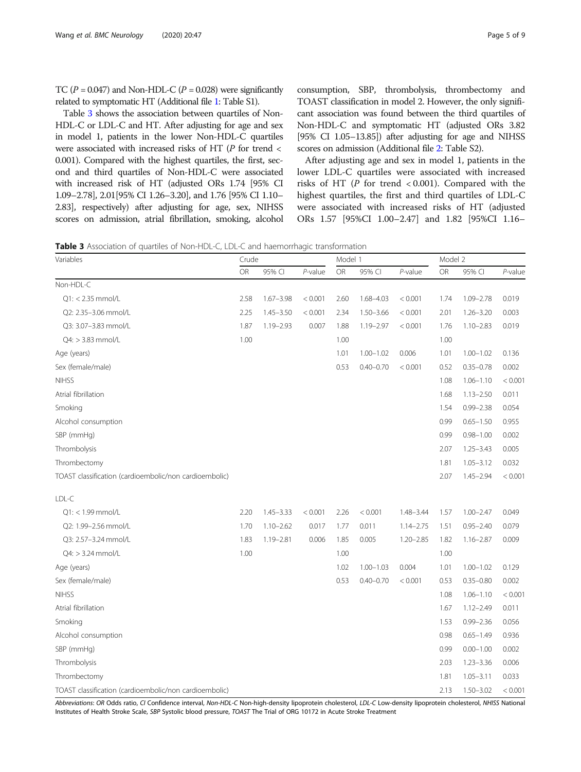TC ($P = 0.047$) and Non-HDL-C ($P = 0.028$) were significantly related to symptomatic HT (Additional file 1: Table S1).

Table 3 shows the association between quartiles of Non-HDL-C or LDL-C and HT. After adjusting for age and sex in model 1, patients in the lower Non-HDL-C quartiles were associated with increased risks of HT ($P$ for trend < 0.001). Compared with the highest quartiles, the first, second and third quartiles of Non-HDL-C were associated with increased risk of HT (adjusted ORs 1.74 [95% CI 1.09–2.78], 2.01[95% CI 1.26–3.20], and 1.76 [95% CI 1.10–2.83], respectively) after adjusting for age, sex, NIHSS scores on admission, atrial fibrillation, smoking, alcohol consumption, SBP, thrombolysis, thrombectomy and TOAST classification in model 2. However, the only significant association was found between the third quartiles of Non-HDL-C and symptomatic HT (adjusted ORs 3.82 [95% CI 1.05–13.85]) after adjusting for age and NIHSS scores on admission (Additional file 2: Table S2).

After adjusting age and sex in model 1, patients in the lower LDL-C quartiles were associated with increased risks of HT ($P$ for trend < 0.001). Compared with the highest quartiles, the first and third quartiles of LDL-C were associated with increased risks of HT (adjusted ORs 1.57 [95%CI 1.00–2.47] and 1.82 [95%CI 1.16–

**Table 3** Association of quartiles of Non-HDL-C, LDL-C and haemorrhagic transformation

| Variables | Crude | | | Model 1 | | | Model 2 | | |
|---|---|---|---|---|---|---|---|---|---|
| | OR | 95% CI | *P*-value | OR | 95% CI | *P*-value | OR | 95% CI | *P*-value |
| Non-HDL-C | | | | | | | | | |
| Q1: < 2.35 mmol/L | 2.58 | 1.67–3.98 | < 0.001 | 2.60 | 1.68–4.03 | < 0.001 | 1.74 | 1.09–2.78 | 0.019 |
| Q2: 2.35–3.06 mmol/L | 2.25 | 1.45–3.50 | < 0.001 | 2.34 | 1.50–3.66 | < 0.001 | 2.01 | 1.26–3.20 | 0.003 |
| Q3: 3.07–3.83 mmol/L | 1.87 | 1.19–2.93 | 0.007 | 1.88 | 1.19–2.97 | < 0.001 | 1.76 | 1.10–2.83 | 0.019 |
| Q4: > 3.83 mmol/L | 1.00 | | | 1.00 | | | 1.00 | | |
| Age (years) | | | | 1.01 | 1.00–1.02 | 0.006 | 1.01 | 1.00–1.02 | 0.136 |
| Sex (female/male) | | | | 0.53 | 0.40–0.70 | < 0.001 | 0.52 | 0.35–0.78 | 0.002 |
| NIHSS | | | | | | | 1.08 | 1.06–1.10 | < 0.001 |
| Atrial fibrillation | | | | | | | 1.68 | 1.13–2.50 | 0.011 |
| Smoking | | | | | | | 1.54 | 0.99–2.38 | 0.054 |
| Alcohol consumption | | | | | | | 0.99 | 0.65–1.50 | 0.955 |
| SBP (mmHg) | | | | | | | 0.99 | 0.98–1.00 | 0.002 |
| Thrombolysis | | | | | | | 2.07 | 1.25–3.43 | 0.005 |
| Thrombectomy | | | | | | | 1.81 | 1.05–3.12 | 0.032 |
| TOAST classification (cardioembolic/non cardioembolic) | | | | | | | 2.07 | 1.45–2.94 | < 0.001 |
| LDL-C | | | | | | | | | |
| Q1: < 1.99 mmol/L | 2.20 | 1.45–3.33 | < 0.001 | 2.26 | < 0.001 | 1.48–3.44 | 1.57 | 1.00–2.47 | 0.049 |
| Q2: 1.99–2.56 mmol/L | 1.70 | 1.10–2.62 | 0.017 | 1.77 | 0.011 | 1.14–2.75 | 1.51 | 0.95–2.40 | 0.079 |
| Q3: 2.57–3.24 mmol/L | 1.83 | 1.19–2.81 | 0.006 | 1.85 | 0.005 | 1.20–2.85 | 1.82 | 1.16–2.87 | 0.009 |
| Q4: > 3.24 mmol/L | 1.00 | | | 1.00 | | | 1.00 | | |
| Age (years) | | | | 1.02 | 1.00–1.03 | 0.004 | 1.01 | 1.00–1.02 | 0.129 |
| Sex (female/male) | | | | 0.53 | 0.40–0.70 | < 0.001 | 0.53 | 0.35–0.80 | 0.002 |
| NIHSS | | | | | | | 1.08 | 1.06–1.10 | < 0.001 |
| Atrial fibrillation | | | | | | | 1.67 | 1.12–2.49 | 0.011 |
| Smoking | | | | | | | 1.53 | 0.99–2.36 | 0.056 |
| Alcohol consumption | | | | | | | 0.98 | 0.65–1.49 | 0.936 |
| SBP (mmHg) | | | | | | | 0.99 | 0.00–1.00 | 0.002 |
| Thrombolysis | | | | | | | 2.03 | 1.23–3.36 | 0.006 |
| Thrombectomy | | | | | | | 1.81 | 1.05–3.11 | 0.033 |
| TOAST classification (cardioembolic/non cardioembolic) | | | | | | | 2.13 | 1.50–3.02 | < 0.001 |

*Abbreviations*: *OR* Odds ratio, *CI* Confidence interval, *Non-HDL-C* Non-high-density lipoprotein cholesterol, *LDL-C* Low-density lipoprotein cholesterol, *NHISS* National Institutes of Health Stroke Scale, *SBP* Systolic blood pressure, *TOAST* The Trial of ORG 10172 in Acute Stroke Treatment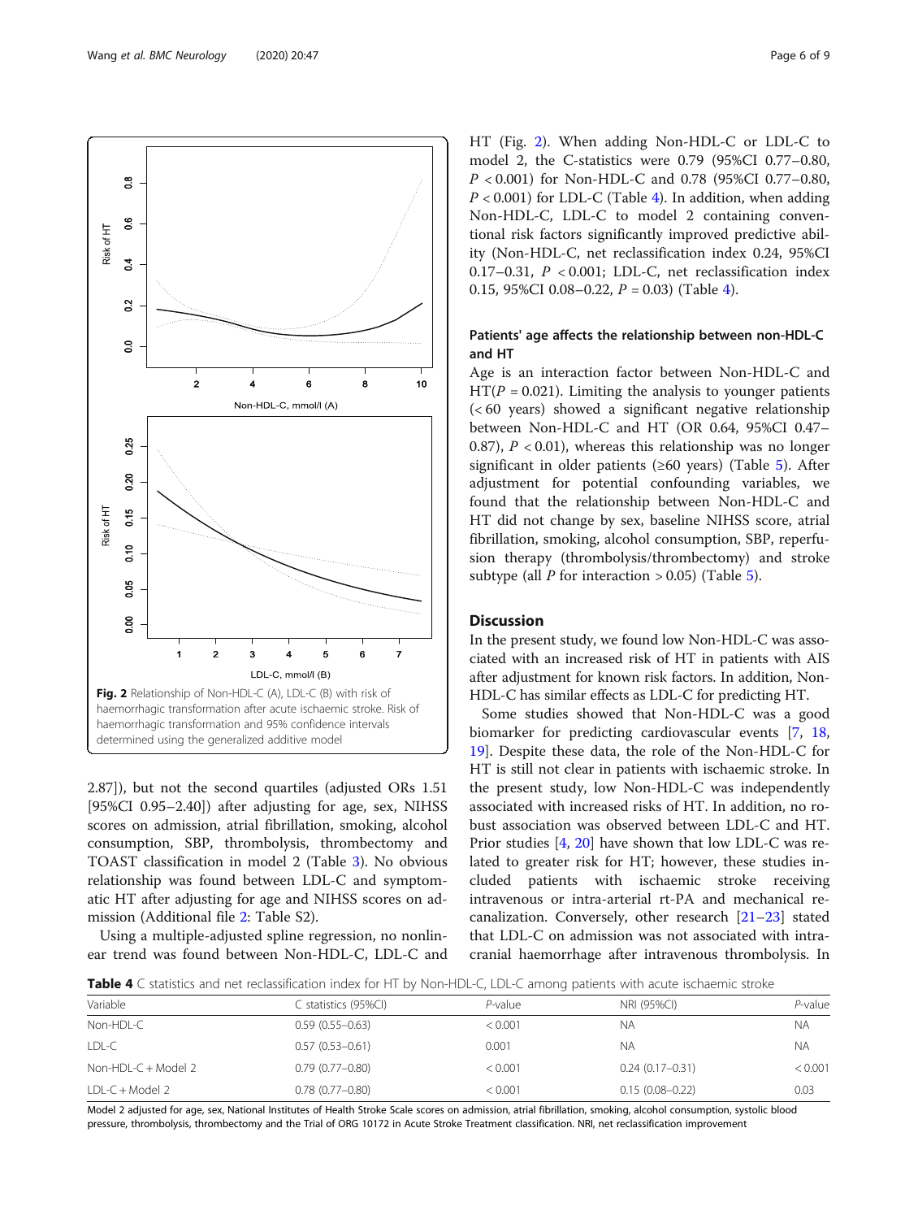Fig. 2 Relationship of Non-HDL-C (A), LDL-C (B) with risk of haemorrhagic transformation after acute ischaemic stroke. Risk of haemorrhagic transformation and 95% confidence intervals determined using the generalized additive model

2.87]), but not the second quartiles (adjusted ORs 1.51 [95%CI 0.95–2.40]) after adjusting for age, sex, NIHSS scores on admission, atrial fibrillation, smoking, alcohol consumption, SBP, thrombolysis, thrombectomy and TOAST classification in model 2 (Table 3). No obvious relationship was found between LDL-C and symptomatic HT after adjusting for age and NIHSS scores on admission (Additional file 2: Table S2).

Using a multiple-adjusted spline regression, no nonlinear trend was found between Non-HDL-C, LDL-C and HT (Fig. 2). When adding Non-HDL-C or LDL-C to model 2, the C-statistics were 0.79 (95%CI 0.77–0.80, $P < 0.001$) for Non-HDL-C and 0.78 (95%CI 0.77–0.80, $P < 0.001$) for LDL-C (Table 4). In addition, when adding Non-HDL-C, LDL-C to model 2 containing conventional risk factors significantly improved predictive ability (Non-HDL-C, net reclassification index 0.24, 95%CI 0.17–0.31, $P < 0.001$; LDL-C, net reclassification index 0.15, 95%CI 0.08–0.22, $P = 0.03$) (Table 4).

### Patients' age affects the relationship between non-HDL-C and HT

Age is an interaction factor between Non-HDL-C and HT($P = 0.021$). Limiting the analysis to younger patients (< 60 years) showed a significant negative relationship between Non-HDL-C and HT (OR 0.64, 95%CI 0.47–0.87), $P < 0.01$), whereas this relationship was no longer significant in older patients (≥60 years) (Table 5). After adjustment for potential confounding variables, we found that the relationship between Non-HDL-C and HT did not change by sex, baseline NIHSS score, atrial fibrillation, smoking, alcohol consumption, SBP, reperfusion therapy (thrombolysis/thrombectomy) and stroke subtype (all $P$ for interaction > 0.05) (Table 5).

## Discussion

In the present study, we found low Non-HDL-C was associated with an increased risk of HT in patients with AIS after adjustment for known risk factors. In addition, Non-HDL-C has similar effects as LDL-C for predicting HT.

Some studies showed that Non-HDL-C was a good biomarker for predicting cardiovascular events [7, 18, 19]. Despite these data, the role of the Non-HDL-C for HT is still not clear in patients with ischaemic stroke. In the present study, low Non-HDL-C was independently associated with increased risks of HT. In addition, no robust association was observed between LDL-C and HT. Prior studies [4, 20] have shown that low LDL-C was related to greater risk for HT; however, these studies included patients with ischaemic stroke receiving intravenous or intra-arterial rt-PA and mechanical recanalization. Conversely, other research [21–23] stated that LDL-C on admission was not associated with intracranial haemorrhage after intravenous thrombolysis. In

**Table 4** C statistics and net reclassification index for HT by Non-HDL-C, LDL-C among patients with acute ischaemic stroke

| Variable | C statistics (95%CI) | *P*-value | NRI (95%CI) | *P*-value |
|---|---|---|---|---|
| Non-HDL-C | 0.59 (0.55–0.63) | < 0.001 | NA | NA |
| LDL-C | 0.57 (0.53–0.61) | 0.001 | NA | NA |
| Non-HDL-C + Model 2 | 0.79 (0.77–0.80) | < 0.001 | 0.24 (0.17–0.31) | < 0.001 |
| LDL-C + Model 2 | 0.78 (0.77–0.80) | < 0.001 | 0.15 (0.08–0.22) | 0.03 |

Model 2 adjusted for age, sex, National Institutes of Health Stroke Scale scores on admission, atrial fibrillation, smoking, alcohol consumption, systolic blood pressure, thrombolysis, thrombectomy and the Trial of ORG 10172 in Acute Stroke Treatment classification. NRI, net reclassification improvement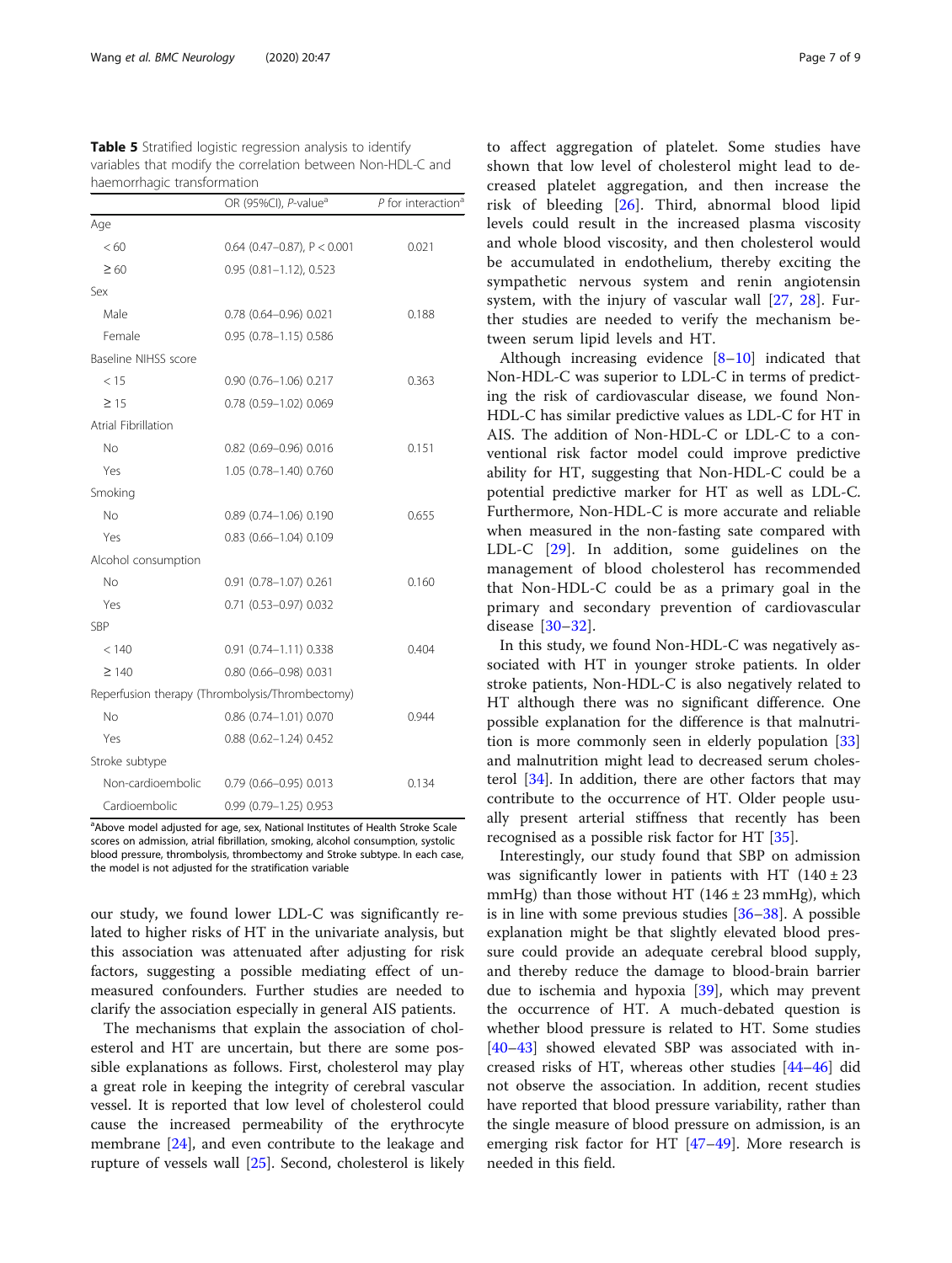**Table 5** Stratified logistic regression analysis to identify variables that modify the correlation between Non-HDL-C and haemorrhagic transformation

| | OR (95%CI), *P*-value[a] | *P* for interaction[a] |
|---|---|---|
| Age | | |
| < 60 | 0.64 (0.47–0.87), P < 0.001 | 0.021 |
| ≥ 60 | 0.95 (0.81–1.12), 0.523 | |
| Sex | | |
| Male | 0.78 (0.64–0.96) 0.021 | 0.188 |
| Female | 0.95 (0.78–1.15) 0.586 | |
| Baseline NIHSS score | | |
| < 15 | 0.90 (0.76–1.06) 0.217 | 0.363 |
| ≥ 15 | 0.78 (0.59–1.02) 0.069 | |
| Atrial Fibrillation | | |
| No | 0.82 (0.69–0.96) 0.016 | 0.151 |
| Yes | 1.05 (0.78–1.40) 0.760 | |
| Smoking | | |
| No | 0.89 (0.74–1.06) 0.190 | 0.655 |
| Yes | 0.83 (0.66–1.04) 0.109 | |
| Alcohol consumption | | |
| No | 0.91 (0.78–1.07) 0.261 | 0.160 |
| Yes | 0.71 (0.53–0.97) 0.032 | |
| SBP | | |
| < 140 | 0.91 (0.74–1.11) 0.338 | 0.404 |
| ≥ 140 | 0.80 (0.66–0.98) 0.031 | |
| Reperfusion therapy (Thrombolysis/Thrombectomy) | | |
| No | 0.86 (0.74–1.01) 0.070 | 0.944 |
| Yes | 0.88 (0.62–1.24) 0.452 | |
| Stroke subtype | | |
| Non-cardioembolic | 0.79 (0.66–0.95) 0.013 | 0.134 |
| Cardioembolic | 0.99 (0.79–1.25) 0.953 | |

[a]Above model adjusted for age, sex, National Institutes of Health Stroke Scale scores on admission, atrial fibrillation, smoking, alcohol consumption, systolic blood pressure, thrombolysis, thrombectomy and Stroke subtype. In each case, the model is not adjusted for the stratification variable

our study, we found lower LDL-C was significantly related to higher risks of HT in the univariate analysis, but this association was attenuated after adjusting for risk factors, suggesting a possible mediating effect of unmeasured confounders. Further studies are needed to clarify the association especially in general AIS patients.

The mechanisms that explain the association of cholesterol and HT are uncertain, but there are some possible explanations as follows. First, cholesterol may play a great role in keeping the integrity of cerebral vascular vessel. It is reported that low level of cholesterol could cause the increased permeability of the erythrocyte membrane [24], and even contribute to the leakage and rupture of vessels wall [25]. Second, cholesterol is likely to affect aggregation of platelet. Some studies have shown that low level of cholesterol might lead to decreased platelet aggregation, and then increase the risk of bleeding [26]. Third, abnormal blood lipid levels could result in the increased plasma viscosity and whole blood viscosity, and then cholesterol would be accumulated in endothelium, thereby exciting the sympathetic nervous system and renin angiotensin system, with the injury of vascular wall [27, 28]. Further studies are needed to verify the mechanism between serum lipid levels and HT.

Although increasing evidence [8–10] indicated that Non-HDL-C was superior to LDL-C in terms of predicting the risk of cardiovascular disease, we found Non-HDL-C has similar predictive values as LDL-C for HT in AIS. The addition of Non-HDL-C or LDL-C to a conventional risk factor model could improve predictive ability for HT, suggesting that Non-HDL-C could be a potential predictive marker for HT as well as LDL-C. Furthermore, Non-HDL-C is more accurate and reliable when measured in the non-fasting sate compared with LDL-C [29]. In addition, some guidelines on the management of blood cholesterol has recommended that Non-HDL-C could be as a primary goal in the primary and secondary prevention of cardiovascular disease [30–32].

In this study, we found Non-HDL-C was negatively associated with HT in younger stroke patients. In older stroke patients, Non-HDL-C is also negatively related to HT although there was no significant difference. One possible explanation for the difference is that malnutrition is more commonly seen in elderly population [33] and malnutrition might lead to decreased serum cholesterol [34]. In addition, there are other factors that may contribute to the occurrence of HT. Older people usually present arterial stiffness that recently has been recognised as a possible risk factor for HT [35].

Interestingly, our study found that SBP on admission was significantly lower in patients with HT (140 ± 23 mmHg) than those without HT (146 ± 23 mmHg), which is in line with some previous studies [36–38]. A possible explanation might be that slightly elevated blood pressure could provide an adequate cerebral blood supply, and thereby reduce the damage to blood-brain barrier due to ischemia and hypoxia [39], which may prevent the occurrence of HT. A much-debated question is whether blood pressure is related to HT. Some studies [40–43] showed elevated SBP was associated with increased risks of HT, whereas other studies [44–46] did not observe the association. In addition, recent studies have reported that blood pressure variability, rather than the single measure of blood pressure on admission, is an emerging risk factor for HT [47–49]. More research is needed in this field.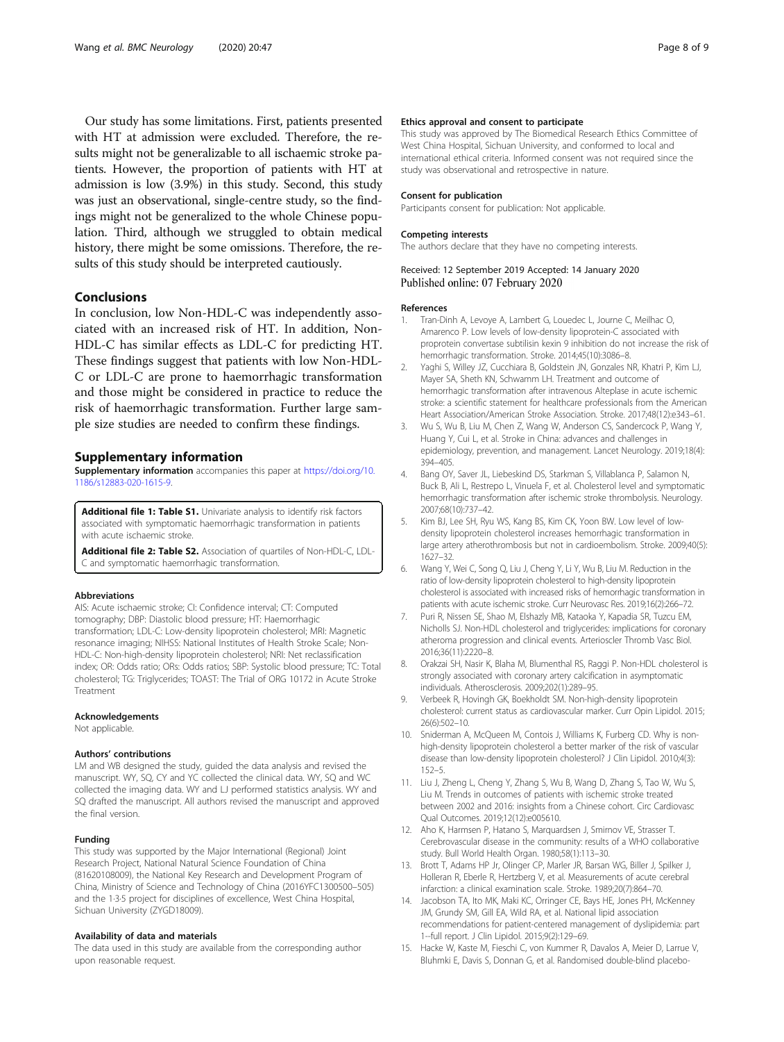Our study has some limitations. First, patients presented with HT at admission were excluded. Therefore, the results might not be generalizable to all ischaemic stroke patients. However, the proportion of patients with HT at admission is low (3.9%) in this study. Second, this study was just an observational, single-centre study, so the findings might not be generalized to the whole Chinese population. Third, although we struggled to obtain medical history, there might be some omissions. Therefore, the results of this study should be interpreted cautiously.

## Conclusions

In conclusion, low Non-HDL-C was independently associated with an increased risk of HT. In addition, Non-HDL-C has similar effects as LDL-C for predicting HT. These findings suggest that patients with low Non-HDL-C or LDL-C are prone to haemorrhagic transformation and those might be considered in practice to reduce the risk of haemorrhagic transformation. Further large sample size studies are needed to confirm these findings.

## Supplementary information

**Supplementary information** accompanies this paper at https://doi.org/10.1186/s12883-020-1615-9.

**Additional file 1: Table S1.** Univariate analysis to identify risk factors associated with symptomatic haemorrhagic transformation in patients with acute ischaemic stroke.

**Additional file 2: Table S2.** Association of quartiles of Non-HDL-C, LDL-C and symptomatic haemorrhagic transformation.

#### Abbreviations

AIS: Acute ischaemic stroke; CI: Confidence interval; CT: Computed tomography; DBP: Diastolic blood pressure; HT: Haemorrhagic transformation; LDL-C: Low-density lipoprotein cholesterol; MRI: Magnetic resonance imaging; NIHSS: National Institutes of Health Stroke Scale; Non-HDL-C: Non-high-density lipoprotein cholesterol; NRI: Net reclassification index; OR: Odds ratio; ORs: Odds ratios; SBP: Systolic blood pressure; TC: Total cholesterol; TG: Triglycerides; TOAST: The Trial of ORG 10172 in Acute Stroke Treatment

#### Acknowledgements

Not applicable.

#### Authors' contributions

LM and WB designed the study, guided the data analysis and revised the manuscript. WY, SQ, CY and YC collected the clinical data. WY, SQ and WC collected the imaging data. WY and LJ performed statistics analysis. WY and SQ drafted the manuscript. All authors revised the manuscript and approved the final version.

#### Funding

This study was supported by the Major International (Regional) Joint Research Project, National Natural Science Foundation of China (81620108009), the National Key Research and Development Program of China, Ministry of Science and Technology of China (2016YFC1300500–505) and the 1·3·5 project for disciplines of excellence, West China Hospital, Sichuan University (ZYGD18009).

#### Availability of data and materials

The data used in this study are available from the corresponding author upon reasonable request.

#### Ethics approval and consent to participate

This study was approved by The Biomedical Research Ethics Committee of West China Hospital, Sichuan University, and conformed to local and international ethical criteria. Informed consent was not required since the study was observational and retrospective in nature.

#### Consent for publication

Participants consent for publication: Not applicable.

#### Competing interests

The authors declare that they have no competing interests.

Received: 12 September 2019 Accepted: 14 January 2020
Published online: 07 February 2020

#### References

1. Tran-Dinh A, Levoye A, Lambert G, Louedec L, Journe C, Meilhac O, Amarenco P. Low levels of low-density lipoprotein-C associated with proprotein convertase subtilisin kexin 9 inhibition do not increase the risk of hemorrhagic transformation. Stroke. 2014;45(10):3086–8.
2. Yaghi S, Willey JZ, Cucchiara B, Goldstein JN, Gonzales NR, Khatri P, Kim LJ, Mayer SA, Sheth KN, Schwamm LH. Treatment and outcome of hemorrhagic transformation after intravenous Alteplase in acute ischemic stroke: a scientific statement for healthcare professionals from the American Heart Association/American Stroke Association. Stroke. 2017;48(12):e343–61.
3. Wu S, Wu B, Liu M, Chen Z, Wang W, Anderson CS, Sandercock P, Wang Y, Huang Y, Cui L, et al. Stroke in China: advances and challenges in epidemiology, prevention, and management. Lancet Neurology. 2019;18(4):394–405.
4. Bang OY, Saver JL, Liebeskind DS, Starkman S, Villablanca P, Salamon N, Buck B, Ali L, Restrepo L, Vinuela F, et al. Cholesterol level and symptomatic hemorrhagic transformation after ischemic stroke thrombolysis. Neurology. 2007;68(10):737–42.
5. Kim BJ, Lee SH, Ryu WS, Kang BS, Kim CK, Yoon BW. Low level of low-density lipoprotein cholesterol increases hemorrhagic transformation in large artery atherothrombosis but not in cardioembolism. Stroke. 2009;40(5):1627–32.
6. Wang Y, Wei C, Song Q, Liu J, Cheng Y, Li Y, Wu B, Liu M. Reduction in the ratio of low-density lipoprotein cholesterol to high-density lipoprotein cholesterol is associated with increased risks of hemorrhagic transformation in patients with acute ischemic stroke. Curr Neurovasc Res. 2019;16(2):266–72.
7. Puri R, Nissen SE, Shao M, Elshazly MB, Kataoka Y, Kapadia SR, Tuzcu EM, Nicholls SJ. Non-HDL cholesterol and triglycerides: implications for coronary atheroma progression and clinical events. Arterioscler Thromb Vasc Biol. 2016;36(11):2220–8.
8. Orakzai SH, Nasir K, Blaha M, Blumenthal RS, Raggi P. Non-HDL cholesterol is strongly associated with coronary artery calcification in asymptomatic individuals. Atherosclerosis. 2009;202(1):289–95.
9. Verbeek R, Hovingh GK, Boekholdt SM. Non-high-density lipoprotein cholesterol: current status as cardiovascular marker. Curr Opin Lipidol. 2015;26(6):502–10.
10. Sniderman A, McQueen M, Contois J, Williams K, Furberg CD. Why is non-high-density lipoprotein cholesterol a better marker of the risk of vascular disease than low-density lipoprotein cholesterol? J Clin Lipidol. 2010;4(3):152–5.
11. Liu J, Zheng L, Cheng Y, Zhang S, Wu B, Wang D, Zhang S, Tao W, Wu S, Liu M. Trends in outcomes of patients with ischemic stroke treated between 2002 and 2016: insights from a Chinese cohort. Circ Cardiovasc Qual Outcomes. 2019;12(12):e005610.
12. Aho K, Harmsen P, Hatano S, Marquardsen J, Smirnov VE, Strasser T. Cerebrovascular disease in the community: results of a WHO collaborative study. Bull World Health Organ. 1980;58(1):113–30.
13. Brott T, Adams HP Jr, Olinger CP, Marler JR, Barsan WG, Biller J, Spilker J, Holleran R, Eberle R, Hertzberg V, et al. Measurements of acute cerebral infarction: a clinical examination scale. Stroke. 1989;20(7):864–70.
14. Jacobson TA, Ito MK, Maki KC, Orringer CE, Bays HE, Jones PH, McKenney JM, Grundy SM, Gill EA, Wild RA, et al. National lipid association recommendations for patient-centered management of dyslipidemia: part 1--full report. J Clin Lipidol. 2015;9(2):129–69.
15. Hacke W, Kaste M, Fieschi C, von Kummer R, Davalos A, Meier D, Larrue V, Bluhmki E, Davis S, Donnan G, et al. Randomised double-blind placebo-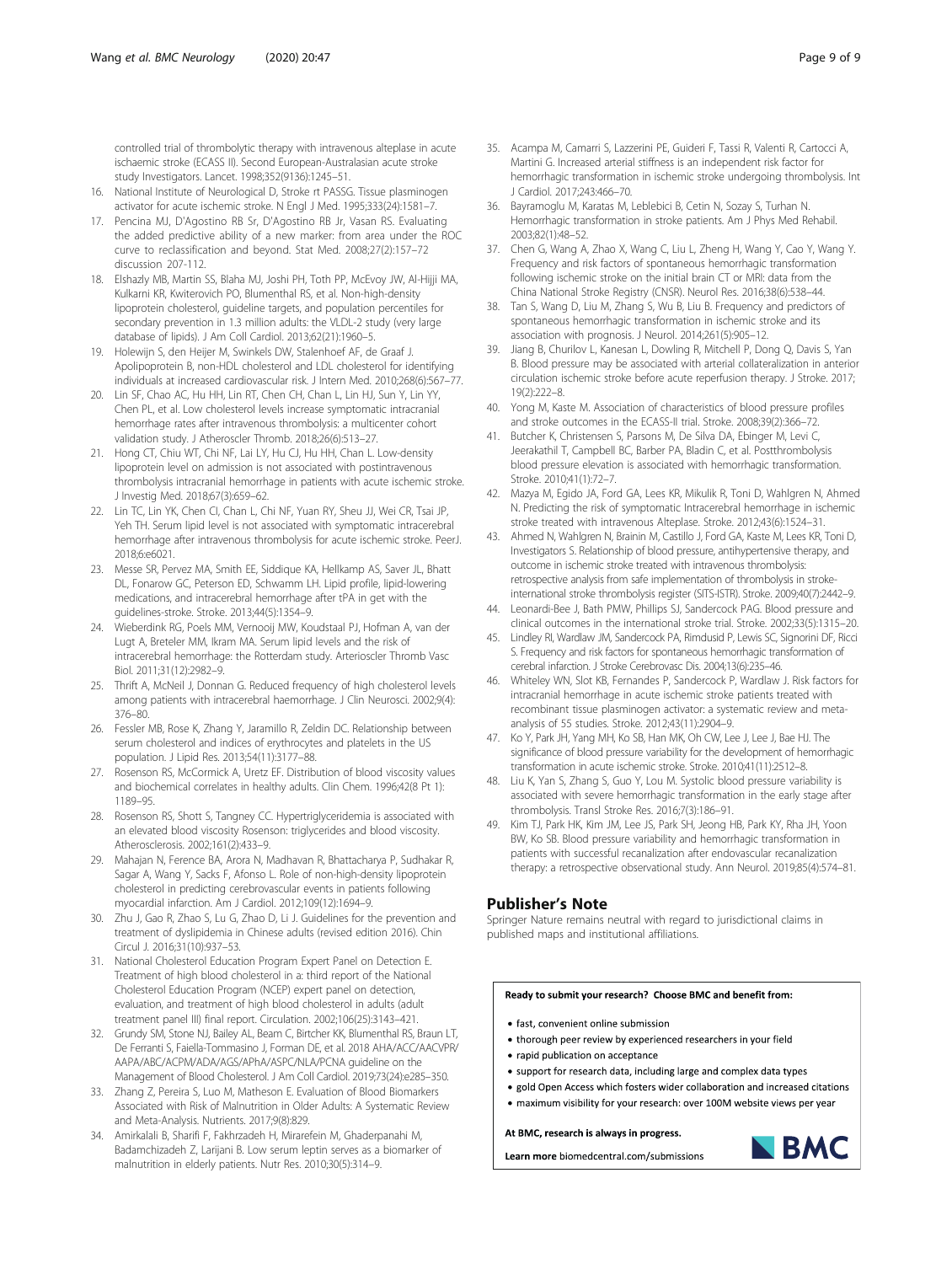controlled trial of thrombolytic therapy with intravenous alteplase in acute ischaemic stroke (ECASS II). Second European-Australasian acute stroke study Investigators. Lancet. 1998;352(9136):1245–51.

16. National Institute of Neurological D, Stroke rt PASSG. Tissue plasminogen activator for acute ischemic stroke. N Engl J Med. 1995;333(24):1581–7.
17. Pencina MJ, D'Agostino RB Sr, D'Agostino RB Jr, Vasan RS. Evaluating the added predictive ability of a new marker: from area under the ROC curve to reclassification and beyond. Stat Med. 2008;27(2):157–72 discussion 207-112.
18. Elshazly MB, Martin SS, Blaha MJ, Joshi PH, Toth PP, McEvoy JW, Al-Hijji MA, Kulkarni KR, Kwiterovich PO, Blumenthal RS, et al. Non-high-density lipoprotein cholesterol, guideline targets, and population percentiles for secondary prevention in 1.3 million adults: the VLDL-2 study (very large database of lipids). J Am Coll Cardiol. 2013;62(21):1960–5.
19. Holewijn S, den Heijer M, Swinkels DW, Stalenhoef AF, de Graaf J. Apolipoprotein B, non-HDL cholesterol and LDL cholesterol for identifying individuals at increased cardiovascular risk. J Intern Med. 2010;268(6):567–77.
20. Lin SF, Chao AC, Hu HH, Lin RT, Chen CH, Chan L, Lin HJ, Sun Y, Lin YY, Chen PL, et al. Low cholesterol levels increase symptomatic intracranial hemorrhage rates after intravenous thrombolysis: a multicenter cohort validation study. J Atheroscler Thromb. 2018;26(6):513–27.
21. Hong CT, Chiu WT, Chi NF, Lai LY, Hu CJ, Hu HH, Chan L. Low-density lipoprotein level on admission is not associated with postintravenous thrombolysis intracranial hemorrhage in patients with acute ischemic stroke. J Investig Med. 2018;67(3):659–62.
22. Lin TC, Lin YK, Chen CI, Chan L, Chi NF, Yuan RY, Sheu JJ, Wei CR, Tsai JP, Yeh TH. Serum lipid level is not associated with symptomatic intracerebral hemorrhage after intravenous thrombolysis for acute ischemic stroke. PeerJ. 2018;6:e6021.
23. Messe SR, Pervez MA, Smith EE, Siddique KA, Hellkamp AS, Saver JL, Bhatt DL, Fonarow GC, Peterson ED, Schwamm LH. Lipid profile, lipid-lowering medications, and intracerebral hemorrhage after tPA in get with the guidelines-stroke. Stroke. 2013;44(5):1354–9.
24. Wieberdink RG, Poels MM, Vernooij MW, Koudstaal PJ, Hofman A, van der Lugt A, Breteler MM, Ikram MA. Serum lipid levels and the risk of intracerebral hemorrhage: the Rotterdam study. Arterioscler Thromb Vasc Biol. 2011;31(12):2982–9.
25. Thrift A, McNeil J, Donnan G. Reduced frequency of high cholesterol levels among patients with intracerebral haemorrhage. J Clin Neurosci. 2002;9(4): 376–80.
26. Fessler MB, Rose K, Zhang Y, Jaramillo R, Zeldin DC. Relationship between serum cholesterol and indices of erythrocytes and platelets in the US population. J Lipid Res. 2013;54(11):3177–88.
27. Rosenson RS, McCormick A, Uretz EF. Distribution of blood viscosity values and biochemical correlates in healthy adults. Clin Chem. 1996;42(8 Pt 1): 1189–95.
28. Rosenson RS, Shott S, Tangney CC. Hypertriglyceridemia is associated with an elevated blood viscosity Rosenson: triglycerides and blood viscosity. Atherosclerosis. 2002;161(2):433–9.
29. Mahajan N, Ference BA, Arora N, Madhavan R, Bhattacharya P, Sudhakar R, Sagar A, Wang Y, Sacks F, Afonso L. Role of non-high-density lipoprotein cholesterol in predicting cerebrovascular events in patients following myocardial infarction. Am J Cardiol. 2012;109(12):1694–9.
30. Zhu J, Gao R, Zhao S, Lu G, Zhao D, Li J. Guidelines for the prevention and treatment of dyslipidemia in Chinese adults (revised edition 2016). Chin Circul J. 2016;31(10):937–53.
31. National Cholesterol Education Program Expert Panel on Detection E. Treatment of high blood cholesterol in a: third report of the National Cholesterol Education Program (NCEP) expert panel on detection, evaluation, and treatment of high blood cholesterol in adults (adult treatment panel III) final report. Circulation. 2002;106(25):3143–421.
32. Grundy SM, Stone NJ, Bailey AL, Beam C, Birtcher KK, Blumenthal RS, Braun LT, De Ferranti S, Faiella-Tommasino J, Forman DE, et al. 2018 AHA/ACC/AACVPR/AAPA/ABC/ACPM/ADA/AGS/APhA/ASPC/NLA/PCNA guideline on the Management of Blood Cholesterol. J Am Coll Cardiol. 2019;73(24):e285–350.
33. Zhang Z, Pereira S, Luo M, Matheson E. Evaluation of Blood Biomarkers Associated with Risk of Malnutrition in Older Adults: A Systematic Review and Meta-Analysis. Nutrients. 2017;9(8):829.
34. Amirkalali B, Sharifi F, Fakhrzadeh H, Mirarefein M, Ghaderpanahi M, Badamchizadeh Z, Larijani B. Low serum leptin serves as a biomarker of malnutrition in elderly patients. Nutr Res. 2010;30(5):314–9.
35. Acampa M, Camarri S, Lazzerini PE, Guideri F, Tassi R, Valenti R, Cartocci A, Martini G. Increased arterial stiffness is an independent risk factor for hemorrhagic transformation in ischemic stroke undergoing thrombolysis. Int J Cardiol. 2017;243:466–70.
36. Bayramoglu M, Karatas M, Leblebici B, Cetin N, Sozay S, Turhan N. Hemorrhagic transformation in stroke patients. Am J Phys Med Rehabil. 2003;82(1):48–52.
37. Chen G, Wang A, Zhao X, Wang C, Liu L, Zheng H, Wang Y, Cao Y, Wang Y. Frequency and risk factors of spontaneous hemorrhagic transformation following ischemic stroke on the initial brain CT or MRI: data from the China National Stroke Registry (CNSR). Neurol Res. 2016;38(6):538–44.
38. Tan S, Wang D, Liu M, Zhang S, Wu B, Liu B. Frequency and predictors of spontaneous hemorrhagic transformation in ischemic stroke and its association with prognosis. J Neurol. 2014;261(5):905–12.
39. Jiang B, Churilov L, Kanesan L, Dowling R, Mitchell P, Dong Q, Davis S, Yan B. Blood pressure may be associated with arterial collateralization in anterior circulation ischemic stroke before acute reperfusion therapy. J Stroke. 2017; 19(2):222–8.
40. Yong M, Kaste M. Association of characteristics of blood pressure profiles and stroke outcomes in the ECASS-II trial. Stroke. 2008;39(2):366–72.
41. Butcher K, Christensen S, Parsons M, De Silva DA, Ebinger M, Levi C, Jeerakathil T, Campbell BC, Barber PA, Bladin C, et al. Postthrombolysis blood pressure elevation is associated with hemorrhagic transformation. Stroke. 2010;41(1):72–7.
42. Mazya M, Egido JA, Ford GA, Lees KR, Mikulik R, Toni D, Wahlgren N, Ahmed N. Predicting the risk of symptomatic Intracerebral hemorrhage in ischemic stroke treated with intravenous Alteplase. Stroke. 2012;43(6):1524–31.
43. Ahmed N, Wahlgren N, Brainin M, Castillo J, Ford GA, Kaste M, Lees KR, Toni D, Investigators S. Relationship of blood pressure, antihypertensive therapy, and outcome in ischemic stroke treated with intravenous thrombolysis: retrospective analysis from safe implementation of thrombolysis in stroke-international stroke thrombolysis register (SITS-ISTR). Stroke. 2009;40(7):2442–9.
44. Leonardi-Bee J, Bath PMW, Phillips SJ, Sandercock PAG. Blood pressure and clinical outcomes in the international stroke trial. Stroke. 2002;33(5):1315–20.
45. Lindley RI, Wardlaw JM, Sandercock PA, Rimdusid P, Lewis SC, Signorini DF, Ricci S. Frequency and risk factors for spontaneous hemorrhagic transformation of cerebral infarction. J Stroke Cerebrovasc Dis. 2004;13(6):235–46.
46. Whiteley WN, Slot KB, Fernandes P, Sandercock P, Wardlaw J. Risk factors for intracranial hemorrhage in acute ischemic stroke patients treated with recombinant tissue plasminogen activator: a systematic review and meta-analysis of 55 studies. Stroke. 2012;43(11):2904–9.
47. Ko Y, Park JH, Yang MH, Ko SB, Han MK, Oh CW, Lee J, Lee J, Bae HJ. The significance of blood pressure variability for the development of hemorrhagic transformation in acute ischemic stroke. Stroke. 2010;41(11):2512–8.
48. Liu K, Yan S, Zhang S, Guo Y, Lou M. Systolic blood pressure variability is associated with severe hemorrhagic transformation in the early stage after thrombolysis. Transl Stroke Res. 2016;7(3):186–91.
49. Kim TJ, Park HK, Kim JM, Lee JS, Park SH, Jeong HB, Park KY, Rha JH, Yoon BW, Ko SB. Blood pressure variability and hemorrhagic transformation in patients with successful recanalization after endovascular recanalization therapy: a retrospective observational study. Ann Neurol. 2019;85(4):574–81.

## Publisher's Note

Springer Nature remains neutral with regard to jurisdictional claims in published maps and institutional affiliations.

**Ready to submit your research? Choose BMC and benefit from:**

- fast, convenient online submission
- thorough peer review by experienced researchers in your field
- rapid publication on acceptance
- support for research data, including large and complex data types
- gold Open Access which fosters wider collaboration and increased citations
- maximum visibility for your research: over 100M website views per year

**At BMC, research is always in progress.**

**Learn more** biomedcentral.com/submissions

BMC